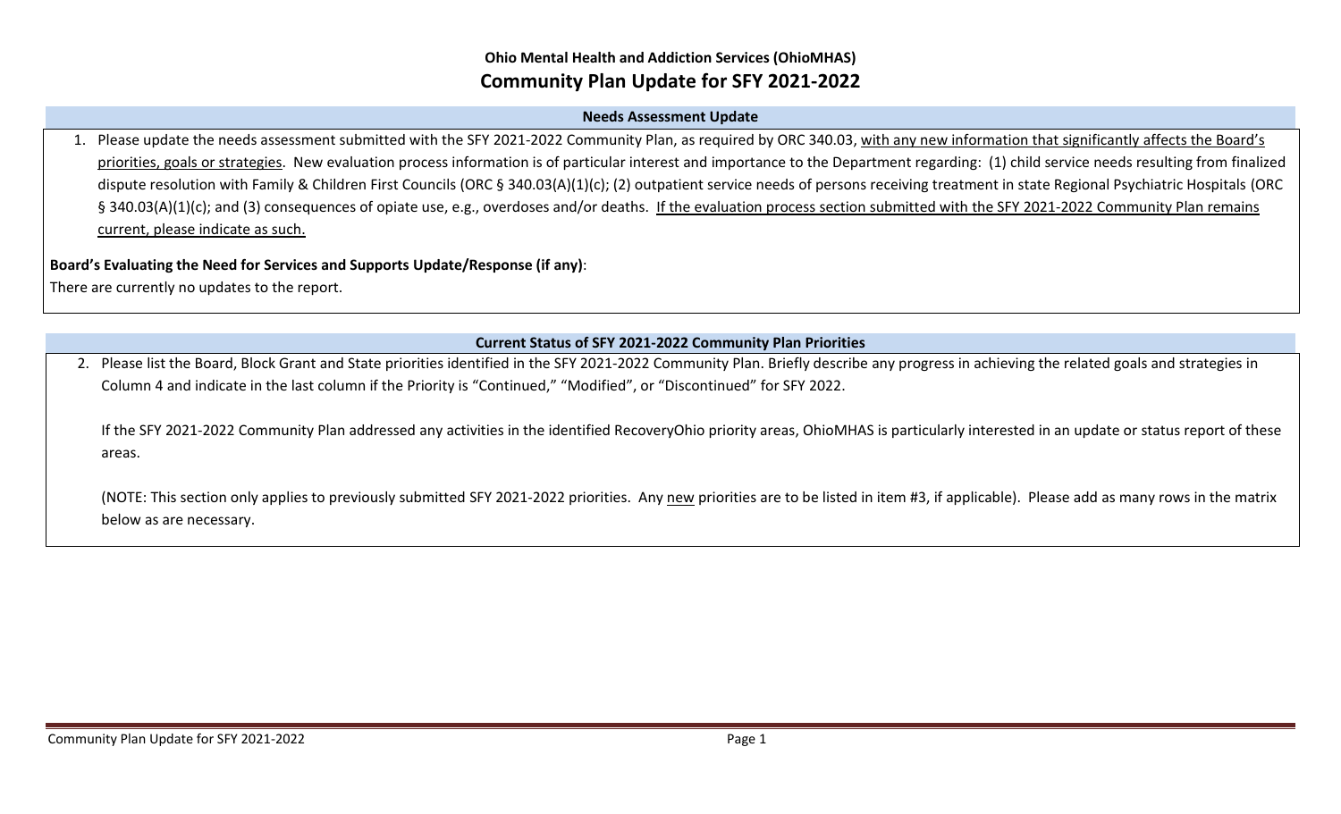**Ohio Mental Health and Addiction Services (OhioMHAS)**

# Community Plan Update for SFY 2021-2022

## Needs Assessment Update

1. Please update the needs assessment submitted with the SFY 2021-2022 Community Plan, as required by ORC 340.03, with any new information that significantly affects the Board's priorities, goals or strategies. New evaluation process information is of particular interest and importance to the Department regarding: (1) child service needs resulting from finalized dispute resolution with Family & Children First Councils (ORC § 340.03(A)(1)(c); (2) outpatient service needs of persons receiving treatment in state Regional Psychiatric Hospitals (ORC § 340.03(A)(1)(c); and (3) consequences of opiate use, e.g., overdoses and/or deaths. If the evaluation process section submitted with the SFY 2021-2022 Community Plan remains current, please indicate as such.

**Board's Evaluating the Need for Services and Supports Update/Response (if any)**:

There are currently no updates to the report.

## Current Status of SFY 2021-2022 Community Plan Priorities

2. Please list the Board, Block Grant and State priorities identified in the SFY 2021-2022 Community Plan. Briefly describe any progress in achieving the related goals and strategies in Column 4 and indicate in the last column if the Priority is "Continued," "Modified", or "Discontinued" for SFY 2022.

   If the SFY 2021-2022 Community Plan addressed any activities in the identified RecoveryOhio priority areas, OhioMHAS is particularly interested in an update or status report of these areas.

   (NOTE: This section only applies to previously submitted SFY 2021-2022 priorities. Any new priorities are to be listed in item #3, if applicable). Please add as many rows in the matrix below as are necessary.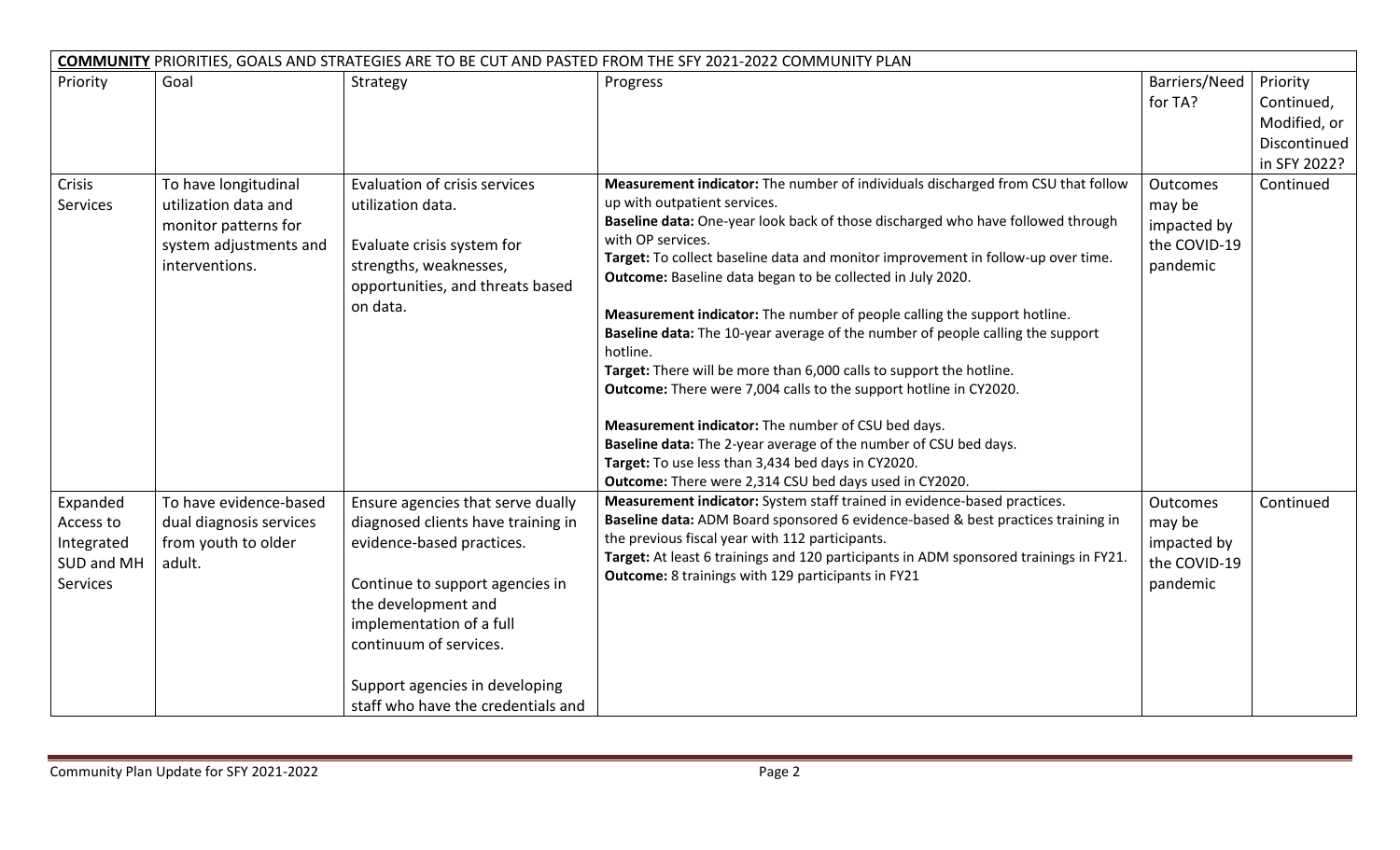| **COMMUNITY** PRIORITIES, GOALS AND STRATEGIES ARE TO BE CUT AND PASTED FROM THE SFY 2021-2022 COMMUNITY PLAN | | | | | |
|---|---|---|---|---|---|
| Priority | Goal | Strategy | Progress | Barriers/Need for TA? | Priority Continued, Modified, or Discontinued in SFY 2022? |
| Crisis Services | To have longitudinal utilization data and monitor patterns for system adjustments and interventions. | Evaluation of crisis services utilization data.<br><br>Evaluate crisis system for strengths, weaknesses, opportunities, and threats based on data. | **Measurement indicator:** The number of individuals discharged from CSU that follow up with outpatient services.<br>**Baseline data:** One-year look back of those discharged who have followed through with OP services.<br>**Target:** To collect baseline data and monitor improvement in follow-up over time.<br>**Outcome:** Baseline data began to be collected in July 2020.<br><br>**Measurement indicator:** The number of people calling the support hotline.<br>**Baseline data:** The 10-year average of the number of people calling the support hotline.<br>**Target:** There will be more than 6,000 calls to support the hotline.<br>**Outcome:** There were 7,004 calls to the support hotline in CY2020.<br><br>**Measurement indicator:** The number of CSU bed days.<br>**Baseline data:** The 2-year average of the number of CSU bed days.<br>**Target:** To use less than 3,434 bed days in CY2020.<br>**Outcome:** There were 2,314 CSU bed days used in CY2020. | Outcomes may be impacted by the COVID-19 pandemic | Continued |
| Expanded Access to Integrated SUD and MH Services | To have evidence-based dual diagnosis services from youth to older adult. | Ensure agencies that serve dually diagnosed clients have training in evidence-based practices.<br><br>Continue to support agencies in the development and implementation of a full continuum of services.<br><br>Support agencies in developing staff who have the credentials and | **Measurement indicator:** System staff trained in evidence-based practices.<br>**Baseline data:** ADM Board sponsored 6 evidence-based & best practices training in the previous fiscal year with 112 participants.<br>**Target:** At least 6 trainings and 120 participants in ADM sponsored trainings in FY21.<br>**Outcome:** 8 trainings with 129 participants in FY21 | Outcomes may be impacted by the COVID-19 pandemic | Continued |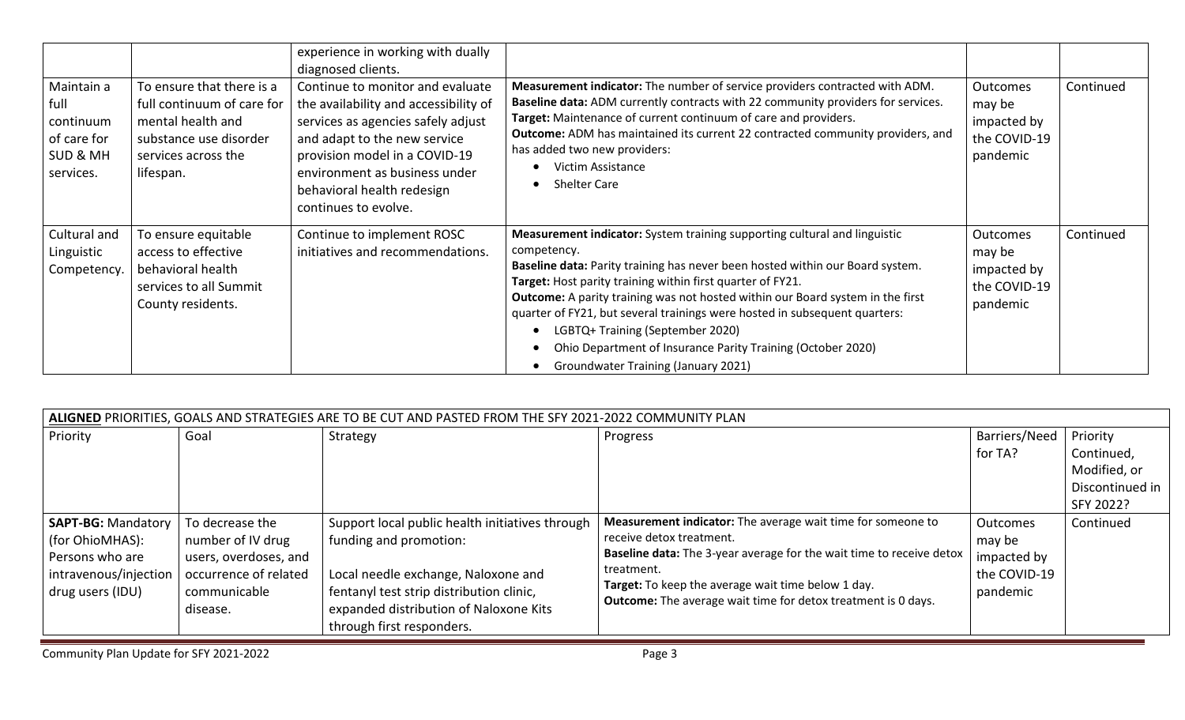| | | experience in working with dually diagnosed clients. | | | |
|---|---|---|---|---|---|
| Maintain a full continuum of care for SUD & MH services. | To ensure that there is a full continuum of care for mental health and substance use disorder services across the lifespan. | Continue to monitor and evaluate the availability and accessibility of services as agencies safely adjust and adapt to the new service provision model in a COVID-19 environment as business under behavioral health redesign continues to evolve. | **Measurement indicator:** The number of service providers contracted with ADM.<br>**Baseline data:** ADM currently contracts with 22 community providers for services.<br>**Target:** Maintenance of current continuum of care and providers.<br>**Outcome:** ADM has maintained its current 22 contracted community providers, and has added two new providers:<br>• Victim Assistance<br>• Shelter Care | Outcomes may be impacted by the COVID-19 pandemic | Continued |
| Cultural and Linguistic Competency. | To ensure equitable access to effective behavioral health services to all Summit County residents. | Continue to implement ROSC initiatives and recommendations. | **Measurement indicator:** System training supporting cultural and linguistic competency.<br>**Baseline data:** Parity training has never been hosted within our Board system.<br>**Target:** Host parity training within first quarter of FY21.<br>**Outcome:** A parity training was not hosted within our Board system in the first quarter of FY21, but several trainings were hosted in subsequent quarters:<br>• LGBTQ+ Training (September 2020)<br>• Ohio Department of Insurance Parity Training (October 2020)<br>• Groundwater Training (January 2021) | Outcomes may be impacted by the COVID-19 pandemic | Continued |

| **ALIGNED** PRIORITIES, GOALS AND STRATEGIES ARE TO BE CUT AND PASTED FROM THE SFY 2021-2022 COMMUNITY PLAN | | | | | |
|---|---|---|---|---|---|
| Priority | Goal | Strategy | Progress | Barriers/Need for TA? | Priority Continued, Modified, or Discontinued in SFY 2022? |
| **SAPT-BG:** Mandatory (for OhioMHAS): Persons who are intravenous/injection drug users (IDU) | To decrease the number of IV drug users, overdoses, and occurrence of related communicable disease. | Support local public health initiatives through funding and promotion:<br><br>Local needle exchange, Naloxone and fentanyl test strip distribution clinic, expanded distribution of Naloxone Kits through first responders. | **Measurement indicator:** The average wait time for someone to receive detox treatment.<br>**Baseline data:** The 3-year average for the wait time to receive detox treatment.<br>**Target:** To keep the average wait time below 1 day.<br>**Outcome:** The average wait time for detox treatment is 0 days. | Outcomes may be impacted by the COVID-19 pandemic | Continued |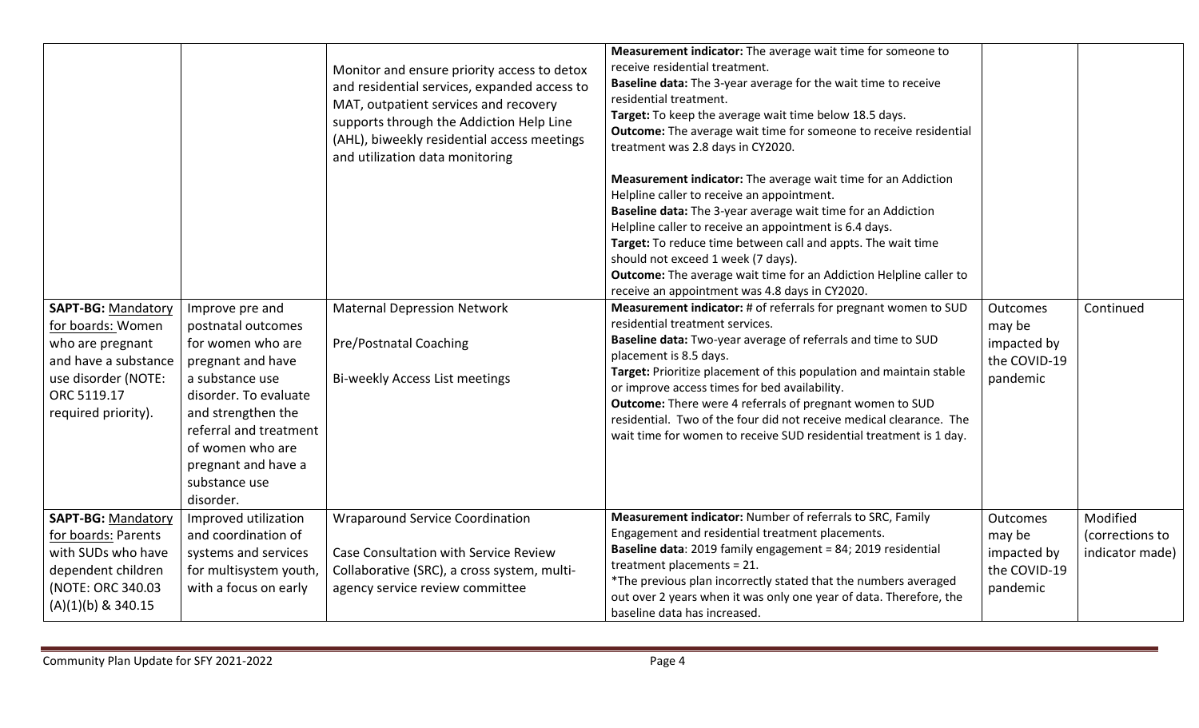| | | | | | |
|---|---|---|---|---|---|
| | | Monitor and ensure priority access to detox and residential services, expanded access to MAT, outpatient services and recovery supports through the Addiction Help Line (AHL), biweekly residential access meetings and utilization data monitoring | **Measurement indicator:** The average wait time for someone to receive residential treatment.<br>**Baseline data:** The 3-year average for the wait time to receive residential treatment.<br>**Target:** To keep the average wait time below 18.5 days.<br>**Outcome:** The average wait time for someone to receive residential treatment was 2.8 days in CY2020.<br><br>**Measurement indicator:** The average wait time for an Addiction Helpline caller to receive an appointment.<br>**Baseline data:** The 3-year average wait time for an Addiction Helpline caller to receive an appointment is 6.4 days.<br>**Target:** To reduce time between call and appts. The wait time should not exceed 1 week (7 days).<br>**Outcome:** The average wait time for an Addiction Helpline caller to receive an appointment was 4.8 days in CY2020. | | |
| **SAPT-BG:** Mandatory for boards: Women who are pregnant and have a substance use disorder (NOTE: ORC 5119.17 required priority). | Improve pre and postnatal outcomes for women who are pregnant and have a substance use disorder. To evaluate and strengthen the referral and treatment of women who are pregnant and have a substance use disorder. | Maternal Depression Network<br><br>Pre/Postnatal Coaching<br><br>Bi-weekly Access List meetings | **Measurement indicator:** # of referrals for pregnant women to SUD residential treatment services.<br>**Baseline data:** Two-year average of referrals and time to SUD placement is 8.5 days.<br>**Target:** Prioritize placement of this population and maintain stable or improve access times for bed availability.<br>**Outcome:** There were 4 referrals of pregnant women to SUD residential. Two of the four did not receive medical clearance. The wait time for women to receive SUD residential treatment is 1 day. | Outcomes may be impacted by the COVID-19 pandemic | Continued |
| **SAPT-BG:** Mandatory for boards: Parents with SUDs who have dependent children (NOTE: ORC 340.03 (A)(1)(b) & 340.15 | Improved utilization and coordination of systems and services for multisystem youth, with a focus on early | Wraparound Service Coordination<br><br>Case Consultation with Service Review Collaborative (SRC), a cross system, multi-agency service review committee | **Measurement indicator:** Number of referrals to SRC, Family Engagement and residential treatment placements.<br>**Baseline data**: 2019 family engagement = 84; 2019 residential treatment placements = 21.<br>*The previous plan incorrectly stated that the numbers averaged out over 2 years when it was only one year of data. Therefore, the baseline data has increased. | Outcomes may be impacted by the COVID-19 pandemic | Modified (corrections to indicator made) |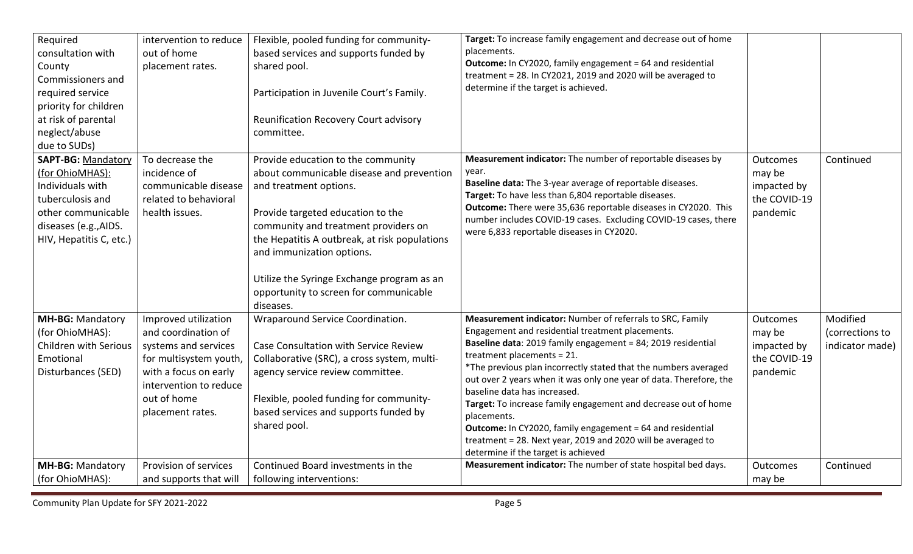| | | | | | |
|---|---|---|---|---|---|
| Required consultation with County Commissioners and required service priority for children at risk of parental neglect/abuse due to SUDs) | intervention to reduce out of home placement rates. | Flexible, pooled funding for community-based services and supports funded by shared pool.<br><br>Participation in Juvenile Court's Family.<br><br>Reunification Recovery Court advisory committee. | **Target:** To increase family engagement and decrease out of home placements.<br>**Outcome:** In CY2020, family engagement = 64 and residential treatment = 28. In CY2021, 2019 and 2020 will be averaged to determine if the target is achieved. | | |
| **SAPT-BG: Mandatory (for OhioMHAS):** Individuals with tuberculosis and other communicable diseases (e.g.,AIDS. HIV, Hepatitis C, etc.) | To decrease the incidence of communicable disease related to behavioral health issues. | Provide education to the community about communicable disease and prevention and treatment options.<br><br>Provide targeted education to the community and treatment providers on the Hepatitis A outbreak, at risk populations and immunization options.<br><br>Utilize the Syringe Exchange program as an opportunity to screen for communicable diseases. | **Measurement indicator:** The number of reportable diseases by year.<br>**Baseline data:** The 3-year average of reportable diseases.<br>**Target:** To have less than 6,804 reportable diseases.<br>**Outcome:** There were 35,636 reportable diseases in CY2020. This number includes COVID-19 cases. Excluding COVID-19 cases, there were 6,833 reportable diseases in CY2020. | Outcomes may be impacted by the COVID-19 pandemic | Continued |
| **MH-BG:** Mandatory (for OhioMHAS): Children with Serious Emotional Disturbances (SED) | Improved utilization and coordination of systems and services for multisystem youth, with a focus on early intervention to reduce out of home placement rates. | Wraparound Service Coordination.<br><br>Case Consultation with Service Review Collaborative (SRC), a cross system, multi-agency service review committee.<br><br>Flexible, pooled funding for community-based services and supports funded by shared pool. | **Measurement indicator:** Number of referrals to SRC, Family Engagement and residential treatment placements.<br>**Baseline data**: 2019 family engagement = 84; 2019 residential treatment placements = 21.<br>*The previous plan incorrectly stated that the numbers averaged out over 2 years when it was only one year of data. Therefore, the baseline data has increased.<br>**Target:** To increase family engagement and decrease out of home placements.<br>**Outcome:** In CY2020, family engagement = 64 and residential treatment = 28. Next year, 2019 and 2020 will be averaged to determine if the target is achieved | Outcomes may be impacted by the COVID-19 pandemic | Modified (corrections to indicator made) |
| **MH-BG:** Mandatory (for OhioMHAS): | Provision of services and supports that will | Continued Board investments in the following interventions: | **Measurement indicator:** The number of state hospital bed days. | Outcomes may be | Continued |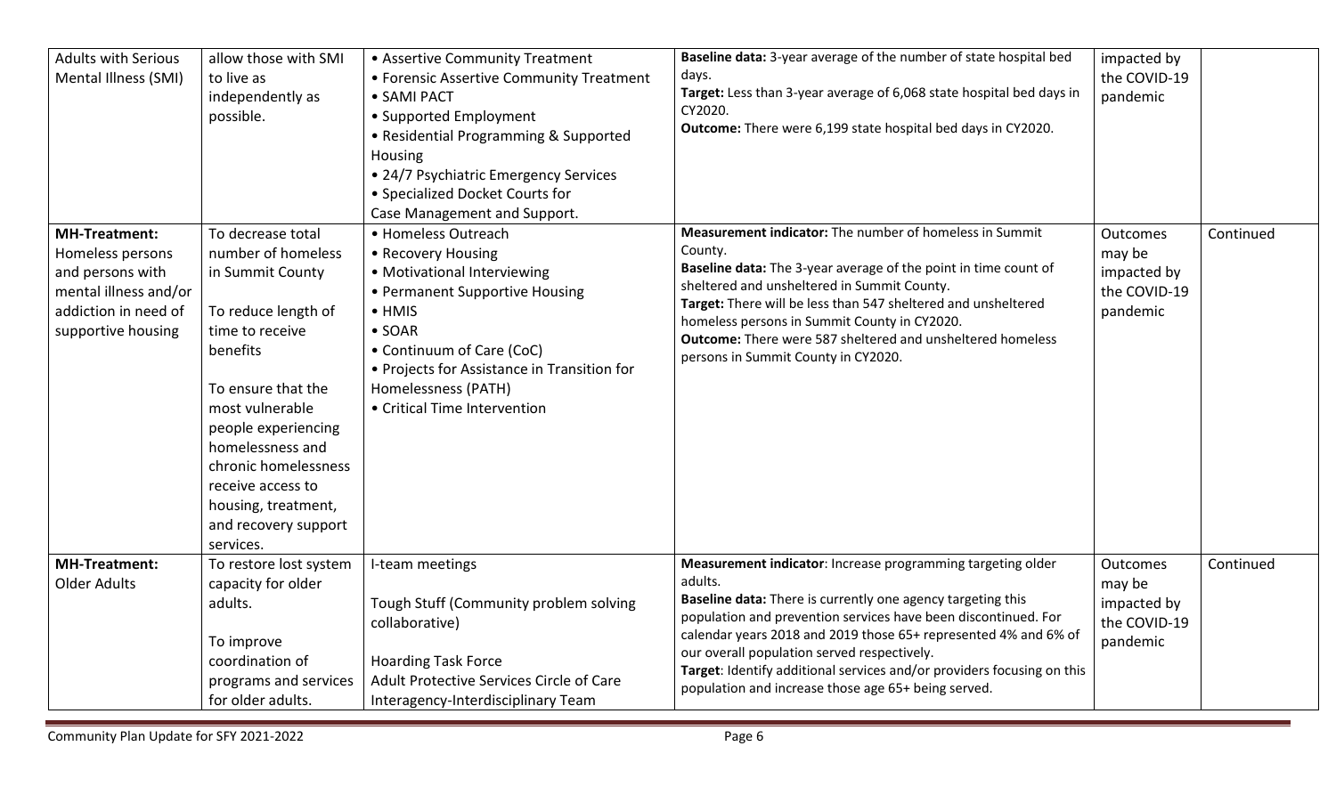| | | | | | |
|---|---|---|---|---|---|
| Adults with Serious Mental Illness (SMI) | allow those with SMI to live as independently as possible. | • Assertive Community Treatment<br>• Forensic Assertive Community Treatment<br>• SAMI PACT<br>• Supported Employment<br>• Residential Programming & Supported Housing<br>• 24/7 Psychiatric Emergency Services<br>• Specialized Docket Courts for Case Management and Support. | **Baseline data:** 3-year average of the number of state hospital bed days.<br>**Target:** Less than 3-year average of 6,068 state hospital bed days in CY2020.<br>**Outcome:** There were 6,199 state hospital bed days in CY2020. | impacted by the COVID-19 pandemic | |
| **MH-Treatment:** Homeless persons and persons with mental illness and/or addiction in need of supportive housing | To decrease total number of homeless in Summit County<br><br>To reduce length of time to receive benefits<br><br>To ensure that the most vulnerable people experiencing homelessness and chronic homelessness receive access to housing, treatment, and recovery support services. | • Homeless Outreach<br>• Recovery Housing<br>• Motivational Interviewing<br>• Permanent Supportive Housing<br>• HMIS<br>• SOAR<br>• Continuum of Care (CoC)<br>• Projects for Assistance in Transition for Homelessness (PATH)<br>• Critical Time Intervention | **Measurement indicator:** The number of homeless in Summit County.<br>**Baseline data:** The 3-year average of the point in time count of sheltered and unsheltered in Summit County.<br>**Target:** There will be less than 547 sheltered and unsheltered homeless persons in Summit County in CY2020.<br>**Outcome:** There were 587 sheltered and unsheltered homeless persons in Summit County in CY2020. | Outcomes may be impacted by the COVID-19 pandemic | Continued |
| **MH-Treatment:** Older Adults | To restore lost system capacity for older adults.<br><br>To improve coordination of programs and services for older adults. | I-team meetings<br><br>Tough Stuff (Community problem solving collaborative)<br><br>Hoarding Task Force<br>Adult Protective Services Circle of Care<br>Interagency-Interdisciplinary Team | **Measurement indicator**: Increase programming targeting older adults.<br>**Baseline data:** There is currently one agency targeting this population and prevention services have been discontinued. For calendar years 2018 and 2019 those 65+ represented 4% and 6% of our overall population served respectively.<br>**Target**: Identify additional services and/or providers focusing on this population and increase those age 65+ being served. | Outcomes may be impacted by the COVID-19 pandemic | Continued |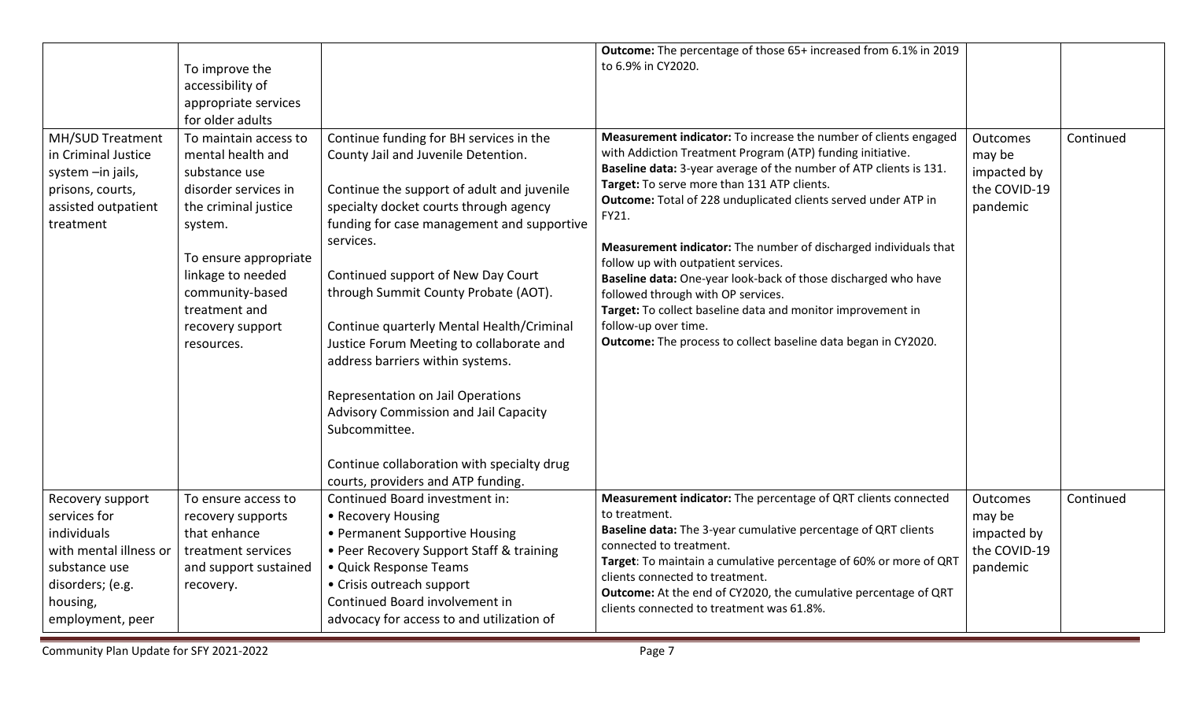|  |  |  |  |  |  |
|---|---|---|---|---|---|
|  | To improve the accessibility of appropriate services for older adults |  | **Outcome:** The percentage of those 65+ increased from 6.1% in 2019 to 6.9% in CY2020. |  |  |
| MH/SUD Treatment in Criminal Justice system –in jails, prisons, courts, assisted outpatient treatment | To maintain access to mental health and substance use disorder services in the criminal justice system.<br><br>To ensure appropriate linkage to needed community-based treatment and recovery support resources. | Continue funding for BH services in the County Jail and Juvenile Detention.<br><br>Continue the support of adult and juvenile specialty docket courts through agency funding for case management and supportive services.<br><br>Continued support of New Day Court through Summit County Probate (AOT).<br><br>Continue quarterly Mental Health/Criminal Justice Forum Meeting to collaborate and address barriers within systems.<br><br>Representation on Jail Operations Advisory Commission and Jail Capacity Subcommittee.<br><br>Continue collaboration with specialty drug courts, providers and ATP funding. | **Measurement indicator:** To increase the number of clients engaged with Addiction Treatment Program (ATP) funding initiative.<br>**Baseline data:** 3-year average of the number of ATP clients is 131.<br>**Target:** To serve more than 131 ATP clients.<br>**Outcome:** Total of 228 unduplicated clients served under ATP in FY21.<br><br>**Measurement indicator:** The number of discharged individuals that follow up with outpatient services.<br>**Baseline data:** One-year look-back of those discharged who have followed through with OP services.<br>**Target:** To collect baseline data and monitor improvement in follow-up over time.<br>**Outcome:** The process to collect baseline data began in CY2020. | Outcomes may be impacted by the COVID-19 pandemic | Continued |
| Recovery support services for individuals with mental illness or substance use disorders; (e.g. housing, employment, peer | To ensure access to recovery supports that enhance treatment services and support sustained recovery. | Continued Board investment in:<br>• Recovery Housing<br>• Permanent Supportive Housing<br>• Peer Recovery Support Staff & training<br>• Quick Response Teams<br>• Crisis outreach support<br>Continued Board involvement in advocacy for access to and utilization of | **Measurement indicator:** The percentage of QRT clients connected to treatment.<br>**Baseline data:** The 3-year cumulative percentage of QRT clients connected to treatment.<br>**Target**: To maintain a cumulative percentage of 60% or more of QRT clients connected to treatment.<br>**Outcome:** At the end of CY2020, the cumulative percentage of QRT clients connected to treatment was 61.8%. | Outcomes may be impacted by the COVID-19 pandemic | Continued |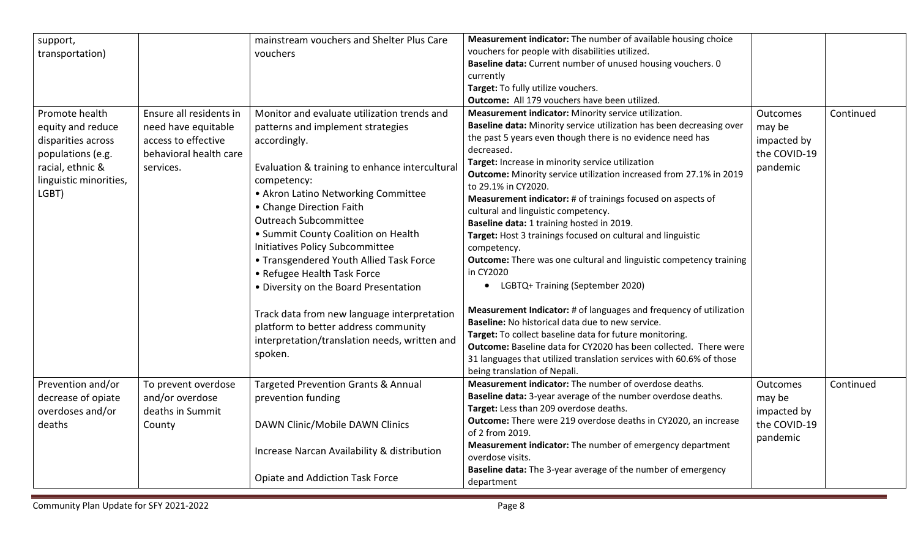| | | | | | |
|---|---|---|---|---|---|
| support, transportation) | | mainstream vouchers and Shelter Plus Care vouchers | **Measurement indicator:** The number of available housing choice vouchers for people with disabilities utilized.<br>**Baseline data:** Current number of unused housing vouchers. 0 currently<br>**Target:** To fully utilize vouchers.<br>**Outcome:** All 179 vouchers have been utilized. | | |
| Promote health equity and reduce disparities across populations (e.g. racial, ethnic & linguistic minorities, LGBT) | Ensure all residents in need have equitable access to effective behavioral health care services. | Monitor and evaluate utilization trends and patterns and implement strategies accordingly.<br><br>Evaluation & training to enhance intercultural competency:<br>• Akron Latino Networking Committee<br>• Change Direction Faith Outreach Subcommittee<br>• Summit County Coalition on Health Initiatives Policy Subcommittee<br>• Transgendered Youth Allied Task Force<br>• Refugee Health Task Force<br>• Diversity on the Board Presentation<br><br>Track data from new language interpretation platform to better address community interpretation/translation needs, written and spoken. | **Measurement indicator:** Minority service utilization.<br>**Baseline data:** Minority service utilization has been decreasing over the past 5 years even though there is no evidence need has decreased.<br>**Target:** Increase in minority service utilization<br>**Outcome:** Minority service utilization increased from 27.1% in 2019 to 29.1% in CY2020.<br>**Measurement indicator:** # of trainings focused on aspects of cultural and linguistic competency.<br>**Baseline data:** 1 training hosted in 2019.<br>**Target:** Host 3 trainings focused on cultural and linguistic competency.<br>**Outcome:** There was one cultural and linguistic competency training in CY2020<br>• LGBTQ+ Training (September 2020)<br><br>**Measurement Indicator:** # of languages and frequency of utilization<br>**Baseline:** No historical data due to new service.<br>**Target:** To collect baseline data for future monitoring.<br>**Outcome:** Baseline data for CY2020 has been collected. There were 31 languages that utilized translation services with 60.6% of those being translation of Nepali. | Outcomes may be impacted by the COVID-19 pandemic | Continued |
| Prevention and/or decrease of opiate overdoses and/or deaths | To prevent overdose and/or overdose deaths in Summit County | Targeted Prevention Grants & Annual prevention funding<br><br>DAWN Clinic/Mobile DAWN Clinics<br><br>Increase Narcan Availability & distribution<br><br>Opiate and Addiction Task Force | **Measurement indicator:** The number of overdose deaths.<br>**Baseline data:** 3-year average of the number overdose deaths.<br>**Target:** Less than 209 overdose deaths.<br>**Outcome:** There were 219 overdose deaths in CY2020, an increase of 2 from 2019.<br>**Measurement indicator:** The number of emergency department overdose visits.<br>**Baseline data:** The 3-year average of the number of emergency department | Outcomes may be impacted by the COVID-19 pandemic | Continued |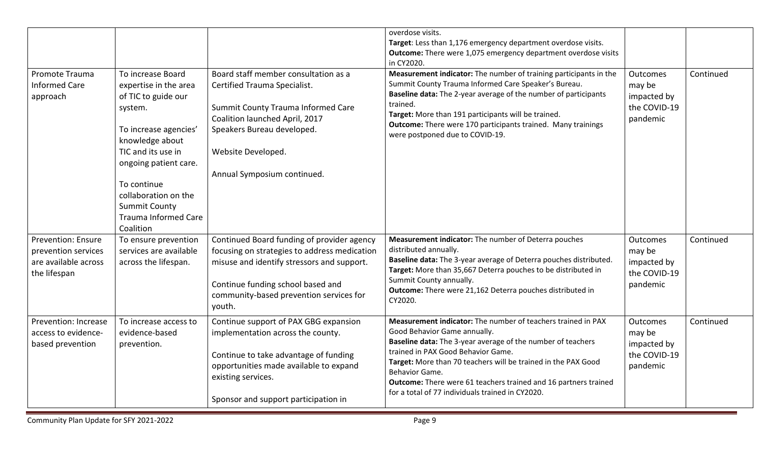| | | | | | |
|---|---|---|---|---|---|
| | | | overdose visits.<br>**Target**: Less than 1,176 emergency department overdose visits.<br>**Outcome:** There were 1,075 emergency department overdose visits in CY2020. | | |
| Promote Trauma Informed Care approach | To increase Board expertise in the area of TIC to guide our system.<br><br>To increase agencies' knowledge about TIC and its use in ongoing patient care.<br><br>To continue collaboration on the Summit County Trauma Informed Care Coalition | Board staff member consultation as a Certified Trauma Specialist.<br><br>Summit County Trauma Informed Care Coalition launched April, 2017 Speakers Bureau developed.<br><br>Website Developed.<br><br>Annual Symposium continued. | **Measurement indicator:** The number of training participants in the Summit County Trauma Informed Care Speaker's Bureau.<br>**Baseline data:** The 2-year average of the number of participants trained.<br>**Target:** More than 191 participants will be trained.<br>**Outcome:** There were 170 participants trained. Many trainings were postponed due to COVID-19. | Outcomes may be impacted by the COVID-19 pandemic | Continued |
| Prevention: Ensure prevention services are available across the lifespan | To ensure prevention services are available across the lifespan. | Continued Board funding of provider agency focusing on strategies to address medication misuse and identify stressors and support.<br><br>Continue funding school based and community-based prevention services for youth. | **Measurement indicator:** The number of Deterra pouches distributed annually.<br>**Baseline data:** The 3-year average of Deterra pouches distributed.<br>**Target:** More than 35,667 Deterra pouches to be distributed in Summit County annually.<br>**Outcome:** There were 21,162 Deterra pouches distributed in CY2020. | Outcomes may be impacted by the COVID-19 pandemic | Continued |
| Prevention: Increase access to evidence-based prevention | To increase access to evidence-based prevention. | Continue support of PAX GBG expansion implementation across the county.<br><br>Continue to take advantage of funding opportunities made available to expand existing services.<br><br>Sponsor and support participation in | **Measurement indicator:** The number of teachers trained in PAX Good Behavior Game annually.<br>**Baseline data:** The 3-year average of the number of teachers trained in PAX Good Behavior Game.<br>**Target:** More than 70 teachers will be trained in the PAX Good Behavior Game.<br>**Outcome:** There were 61 teachers trained and 16 partners trained for a total of 77 individuals trained in CY2020. | Outcomes may be impacted by the COVID-19 pandemic | Continued |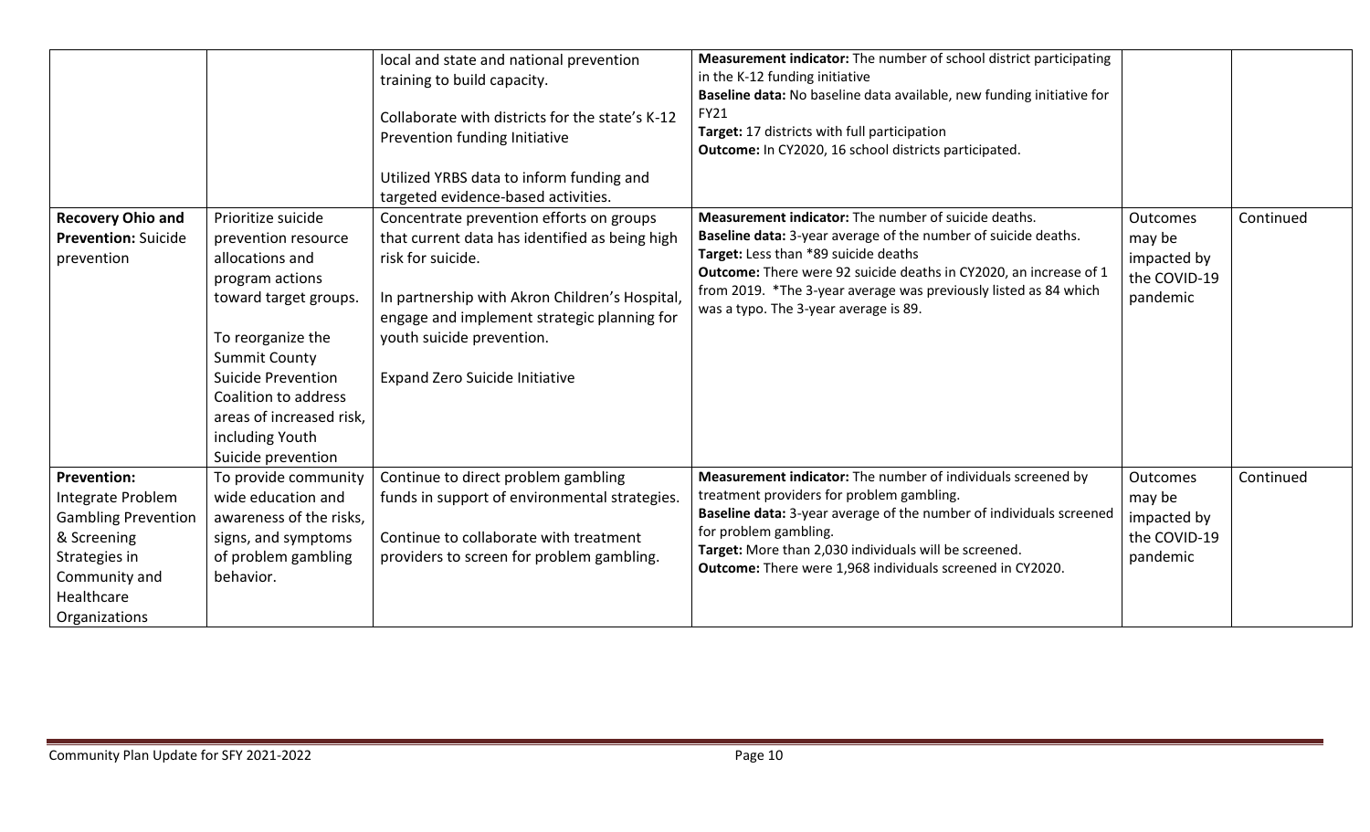| | | | | | |
|---|---|---|---|---|---|
| | | local and state and national prevention training to build capacity.<br><br>Collaborate with districts for the state's K-12 Prevention funding Initiative<br><br>Utilized YRBS data to inform funding and targeted evidence-based activities. | **Measurement indicator:** The number of school district participating in the K-12 funding initiative<br>**Baseline data:** No baseline data available, new funding initiative for FY21<br>**Target:** 17 districts with full participation<br>**Outcome:** In CY2020, 16 school districts participated. | | |
| **Recovery Ohio and Prevention:** Suicide prevention | Prioritize suicide prevention resource allocations and program actions toward target groups.<br><br>To reorganize the Summit County Suicide Prevention Coalition to address areas of increased risk, including Youth Suicide prevention | Concentrate prevention efforts on groups that current data has identified as being high risk for suicide.<br><br>In partnership with Akron Children's Hospital, engage and implement strategic planning for youth suicide prevention.<br><br>Expand Zero Suicide Initiative | **Measurement indicator:** The number of suicide deaths.<br>**Baseline data:** 3-year average of the number of suicide deaths.<br>**Target:** Less than *89 suicide deaths<br>**Outcome:** There were 92 suicide deaths in CY2020, an increase of 1 from 2019. *The 3-year average was previously listed as 84 which was a typo. The 3-year average is 89. | Outcomes may be impacted by the COVID-19 pandemic | Continued |
| **Prevention:** Integrate Problem Gambling Prevention & Screening Strategies in Community and Healthcare Organizations | To provide community wide education and awareness of the risks, signs, and symptoms of problem gambling behavior. | Continue to direct problem gambling funds in support of environmental strategies.<br><br>Continue to collaborate with treatment providers to screen for problem gambling. | **Measurement indicator:** The number of individuals screened by treatment providers for problem gambling.<br>**Baseline data:** 3-year average of the number of individuals screened for problem gambling.<br>**Target:** More than 2,030 individuals will be screened.<br>**Outcome:** There were 1,968 individuals screened in CY2020. | Outcomes may be impacted by the COVID-19 pandemic | Continued |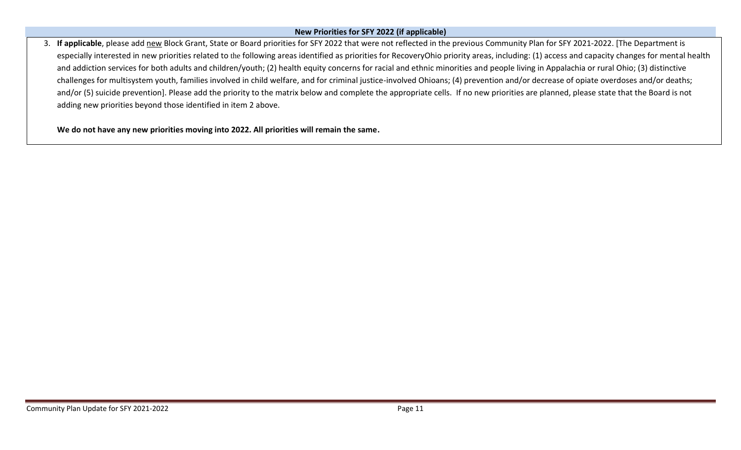## New Priorities for SFY 2022 (if applicable)

3. **If applicable**, please add new Block Grant, State or Board priorities for SFY 2022 that were not reflected in the previous Community Plan for SFY 2021-2022. [The Department is especially interested in new priorities related to the following areas identified as priorities for RecoveryOhio priority areas, including: (1) access and capacity changes for mental health and addiction services for both adults and children/youth; (2) health equity concerns for racial and ethnic minorities and people living in Appalachia or rural Ohio; (3) distinctive challenges for multisystem youth, families involved in child welfare, and for criminal justice-involved Ohioans; (4) prevention and/or decrease of opiate overdoses and/or deaths; and/or (5) suicide prevention]. Please add the priority to the matrix below and complete the appropriate cells. If no new priorities are planned, please state that the Board is not adding new priorities beyond those identified in item 2 above.

   **We do not have any new priorities moving into 2022. All priorities will remain the same.**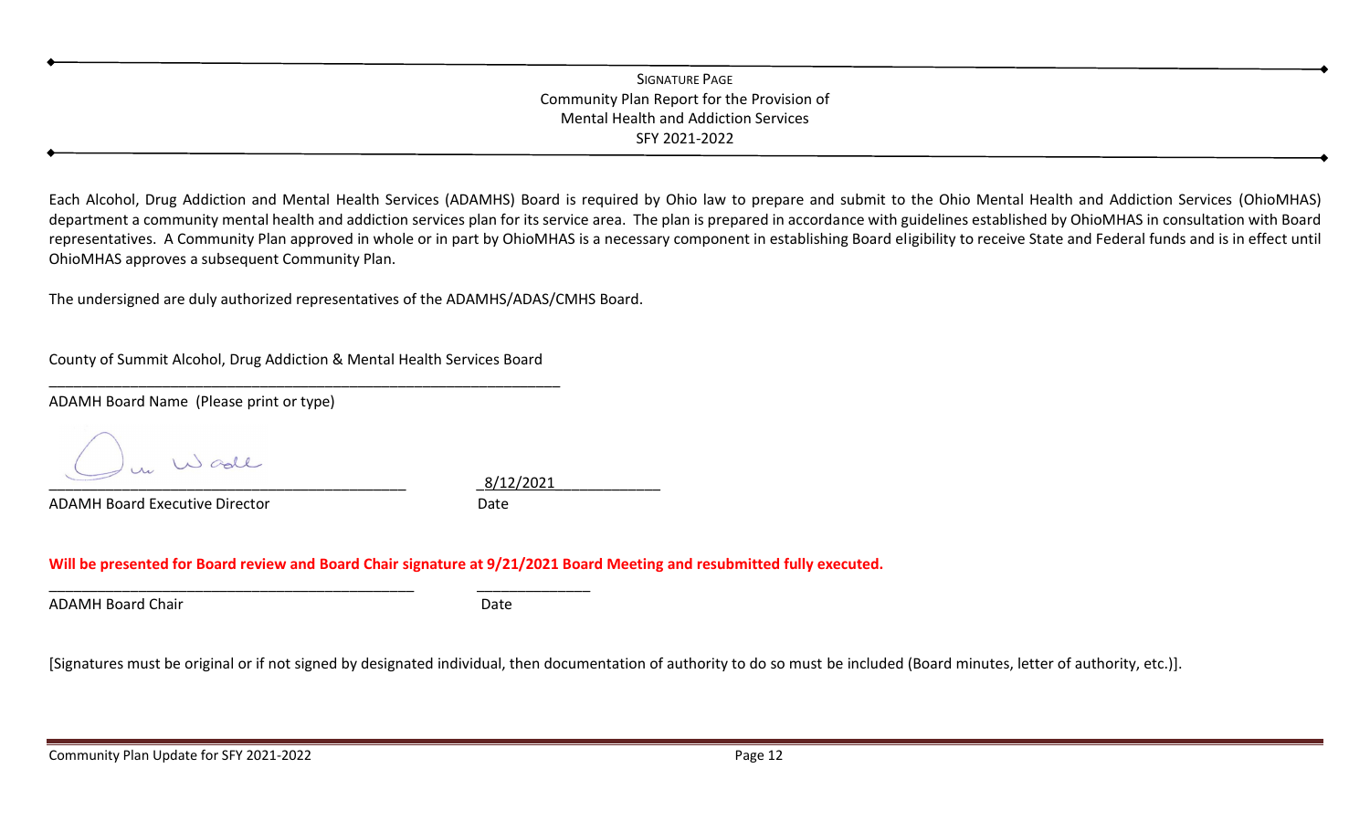# SIGNATURE PAGE

## Community Plan Report for the Provision of Mental Health and Addiction Services SFY 2021-2022

Each Alcohol, Drug Addiction and Mental Health Services (ADAMHS) Board is required by Ohio law to prepare and submit to the Ohio Mental Health and Addiction Services (OhioMHAS) department a community mental health and addiction services plan for its service area. The plan is prepared in accordance with guidelines established by OhioMHAS in consultation with Board representatives. A Community Plan approved in whole or in part by OhioMHAS is a necessary component in establishing Board eligibility to receive State and Federal funds and is in effect until OhioMHAS approves a subsequent Community Plan.

The undersigned are duly authorized representatives of the ADAMHS/ADAS/CMHS Board.

County of Summit Alcohol, Drug Addiction & Mental Health Services Board
_______________________________________________________________
ADAMH Board Name (Please print or type)

_______________________________________________ 8/12/2021
ADAMH Board Executive Director Date

**Will be presented for Board review and Board Chair signature at 9/21/2021 Board Meeting and resubmitted fully executed.**

_______________________________________________ ______________
ADAMH Board Chair Date

[Signatures must be original or if not signed by designated individual, then documentation of authority to do so must be included (Board minutes, letter of authority, etc.)].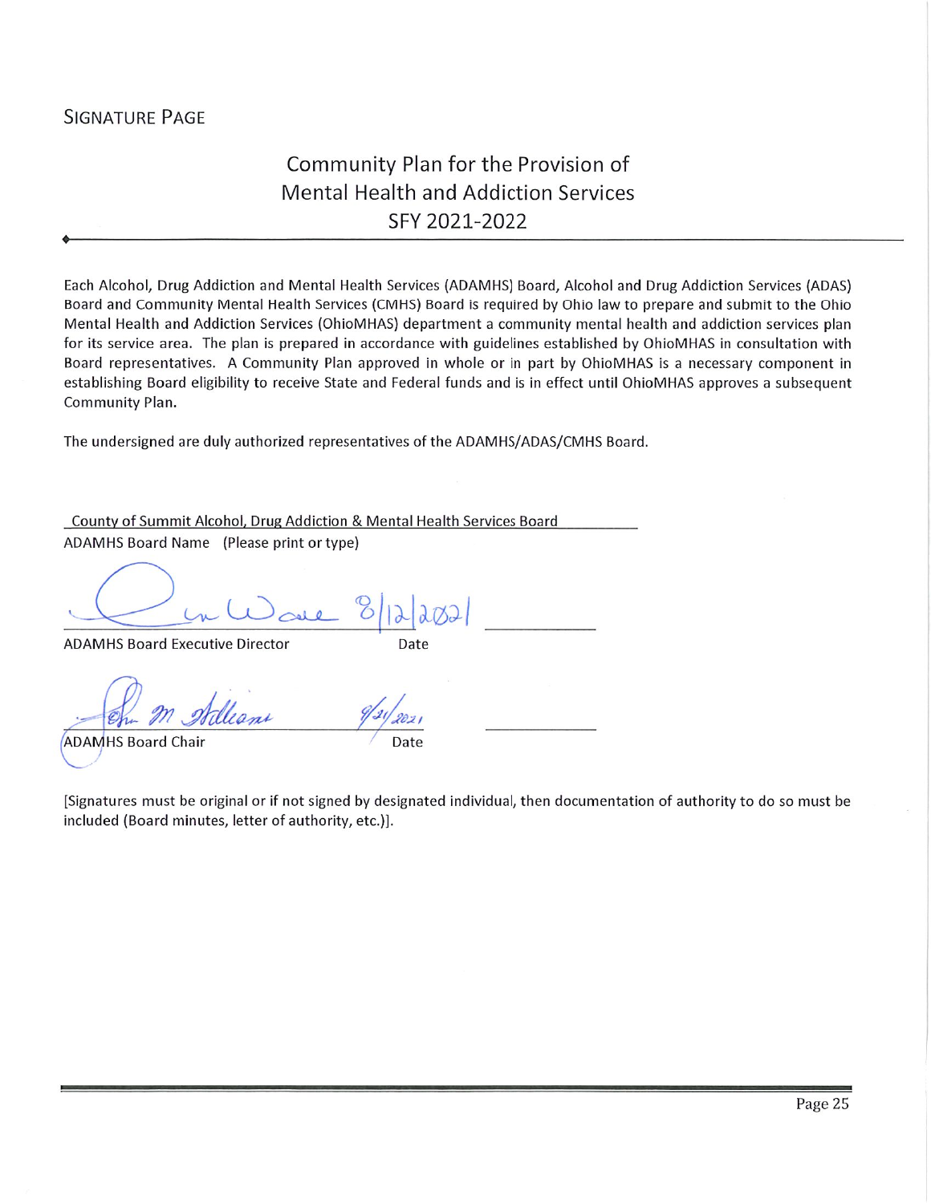## Signature Page

# Community Plan for the Provision of Mental Health and Addiction Services SFY 2021-2022

Each Alcohol, Drug Addiction and Mental Health Services (ADAMHS) Board, Alcohol and Drug Addiction Services (ADAS) Board and Community Mental Health Services (CMHS) Board is required by Ohio law to prepare and submit to the Ohio Mental Health and Addiction Services (OhioMHAS) department a community mental health and addiction services plan for its service area. The plan is prepared in accordance with guidelines established by OhioMHAS in consultation with Board representatives. A Community Plan approved in whole or in part by OhioMHAS is a necessary component in establishing Board eligibility to receive State and Federal funds and is in effect until OhioMHAS approves a subsequent Community Plan.

The undersigned are duly authorized representatives of the ADAMHS/ADAS/CMHS Board.

County of Summit Alcohol, Drug Addiction & Mental Health Services Board

ADAMHS Board Name (Please print or type)

[Signature] 8/12/2021

ADAMHS Board Executive Director Date

[Signature] 9/21/2021

ADAMHS Board Chair Date

[Signatures must be original or if not signed by designated individual, then documentation of authority to do so must be included (Board minutes, letter of authority, etc.)].